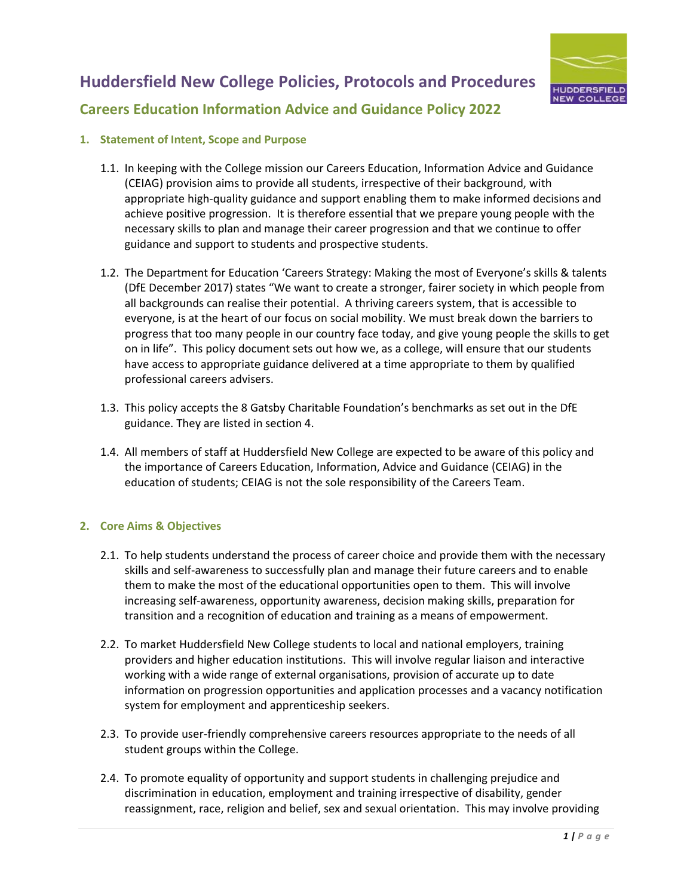# Huddersfield New College Policies, Protocols and Procedures

## Careers Education Information Advice and Guidance Policy 2022

### 1. Statement of Intent, Scope and Purpose

1.1. In keeping with the College mission our Careers Education, Information Advice and Guidance (CEIAG) provision aims to provide all students, irrespective of their background, with appropriate high-quality guidance and support enabling them to make informed decisions and achieve positive progression. It is therefore essential that we prepare young people with the necessary skills to plan and manage their career progression and that we continue to offer guidance and support to students and prospective students.

1.2. The Department for Education 'Careers Strategy: Making the most of Everyone's skills & talents (DfE December 2017) states "We want to create a stronger, fairer society in which people from all backgrounds can realise their potential. A thriving careers system, that is accessible to everyone, is at the heart of our focus on social mobility. We must break down the barriers to progress that too many people in our country face today, and give young people the skills to get on in life". This policy document sets out how we, as a college, will ensure that our students have access to appropriate guidance delivered at a time appropriate to them by qualified professional careers advisers.

1.3. This policy accepts the 8 Gatsby Charitable Foundation's benchmarks as set out in the DfE guidance. They are listed in section 4.

1.4. All members of staff at Huddersfield New College are expected to be aware of this policy and the importance of Careers Education, Information, Advice and Guidance (CEIAG) in the education of students; CEIAG is not the sole responsibility of the Careers Team.

### 2. Core Aims & Objectives

2.1. To help students understand the process of career choice and provide them with the necessary skills and self-awareness to successfully plan and manage their future careers and to enable them to make the most of the educational opportunities open to them. This will involve increasing self-awareness, opportunity awareness, decision making skills, preparation for transition and a recognition of education and training as a means of empowerment.

2.2. To market Huddersfield New College students to local and national employers, training providers and higher education institutions. This will involve regular liaison and interactive working with a wide range of external organisations, provision of accurate up to date information on progression opportunities and application processes and a vacancy notification system for employment and apprenticeship seekers.

2.3. To provide user-friendly comprehensive careers resources appropriate to the needs of all student groups within the College.

2.4. To promote equality of opportunity and support students in challenging prejudice and discrimination in education, employment and training irrespective of disability, gender reassignment, race, religion and belief, sex and sexual orientation. This may involve providing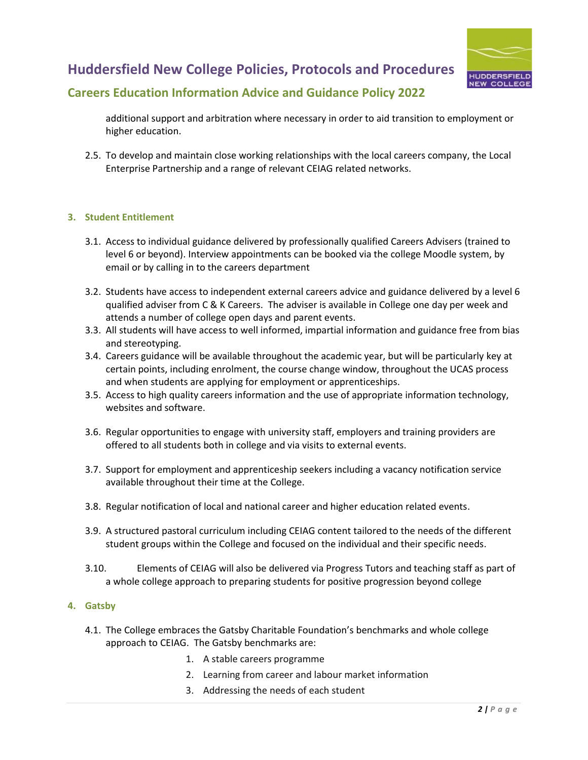additional support and arbitration where necessary in order to aid transition to employment or higher education.

2.5. To develop and maintain close working relationships with the local careers company, the Local Enterprise Partnership and a range of relevant CEIAG related networks.

## 3. Student Entitlement

3.1. Access to individual guidance delivered by professionally qualified Careers Advisers (trained to level 6 or beyond). Interview appointments can be booked via the college Moodle system, by email or by calling in to the careers department

3.2. Students have access to independent external careers advice and guidance delivered by a level 6 qualified adviser from C & K Careers. The adviser is available in College one day per week and attends a number of college open days and parent events.

3.3. All students will have access to well informed, impartial information and guidance free from bias and stereotyping.

3.4. Careers guidance will be available throughout the academic year, but will be particularly key at certain points, including enrolment, the course change window, throughout the UCAS process and when students are applying for employment or apprenticeships.

3.5. Access to high quality careers information and the use of appropriate information technology, websites and software.

3.6. Regular opportunities to engage with university staff, employers and training providers are offered to all students both in college and via visits to external events.

3.7. Support for employment and apprenticeship seekers including a vacancy notification service available throughout their time at the College.

3.8. Regular notification of local and national career and higher education related events.

3.9. A structured pastoral curriculum including CEIAG content tailored to the needs of the different student groups within the College and focused on the individual and their specific needs.

3.10. Elements of CEIAG will also be delivered via Progress Tutors and teaching staff as part of a whole college approach to preparing students for positive progression beyond college

## 4. Gatsby

4.1. The College embraces the Gatsby Charitable Foundation's benchmarks and whole college approach to CEIAG. The Gatsby benchmarks are:

1. A stable careers programme
2. Learning from career and labour market information
3. Addressing the needs of each student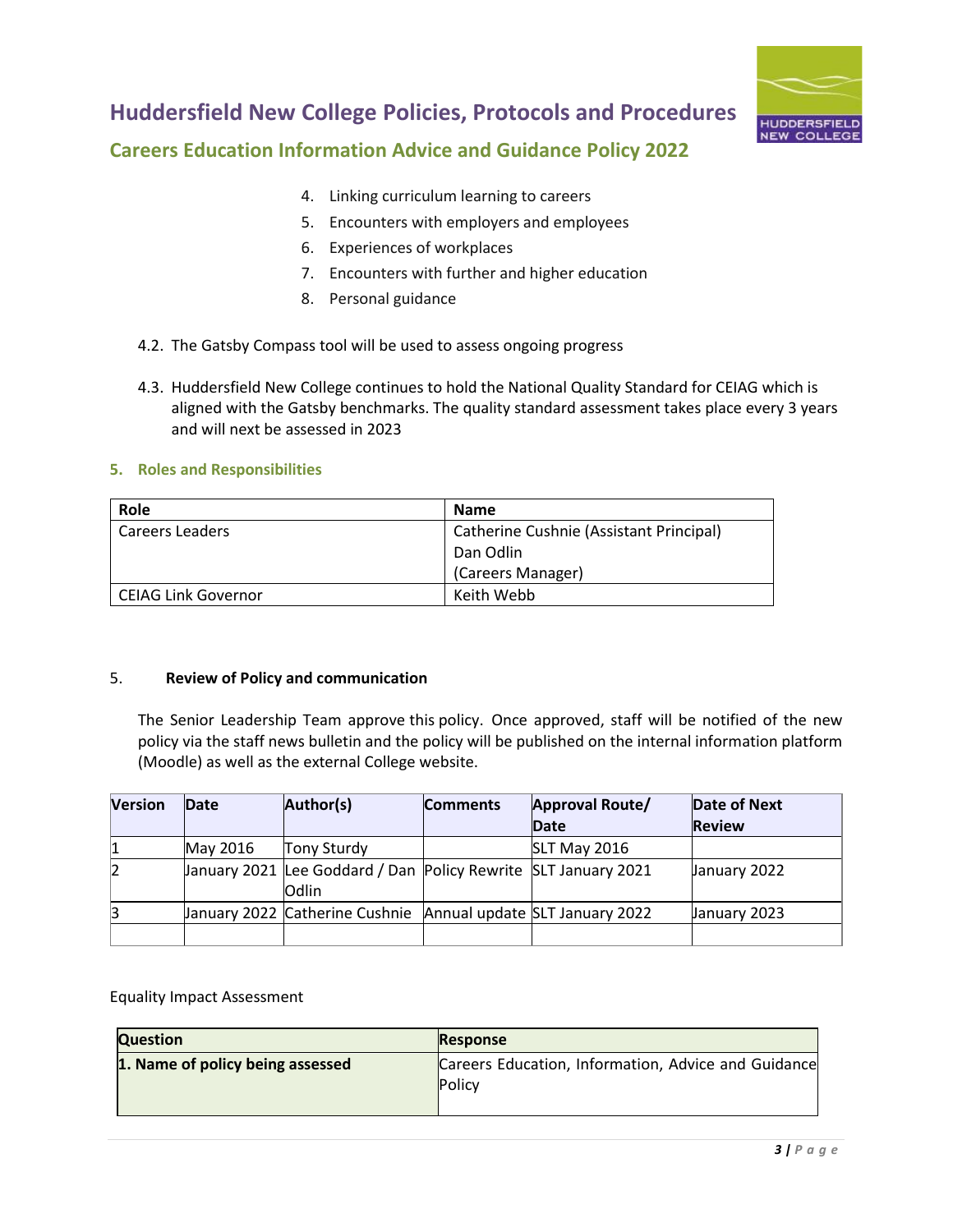4. Linking curriculum learning to careers
5. Encounters with employers and employees
6. Experiences of workplaces
7. Encounters with further and higher education
8. Personal guidance

4.2. The Gatsby Compass tool will be used to assess ongoing progress

4.3. Huddersfield New College continues to hold the National Quality Standard for CEIAG which is aligned with the Gatsby benchmarks. The quality standard assessment takes place every 3 years and will next be assessed in 2023

## 5. Roles and Responsibilities

| Role | Name |
| --- | --- |
| Careers Leaders | Catherine Cushnie (Assistant Principal)<br>Dan Odlin<br>(Careers Manager) |
| CEIAG Link Governor | Keith Webb |

## 5. Review of Policy and communication

The Senior Leadership Team approve this policy. Once approved, staff will be notified of the new policy via the staff news bulletin and the policy will be published on the internal information platform (Moodle) as well as the external College website.

| Version | Date | Author(s) | Comments | Approval Route/ Date | Date of Next Review |
| --- | --- | --- | --- | --- | --- |
| 1 | May 2016 | Tony Sturdy | | SLT May 2016 | |
| 2 | January 2021 | Lee Goddard / Dan Odlin | Policy Rewrite | SLT January 2021 | January 2022 |
| 3 | January 2022 | Catherine Cushnie | Annual update | SLT January 2022 | January 2023 |
| | | | | | |

Equality Impact Assessment

| Question | Response |
| --- | --- |
| **1. Name of policy being assessed** | Careers Education, Information, Advice and Guidance Policy |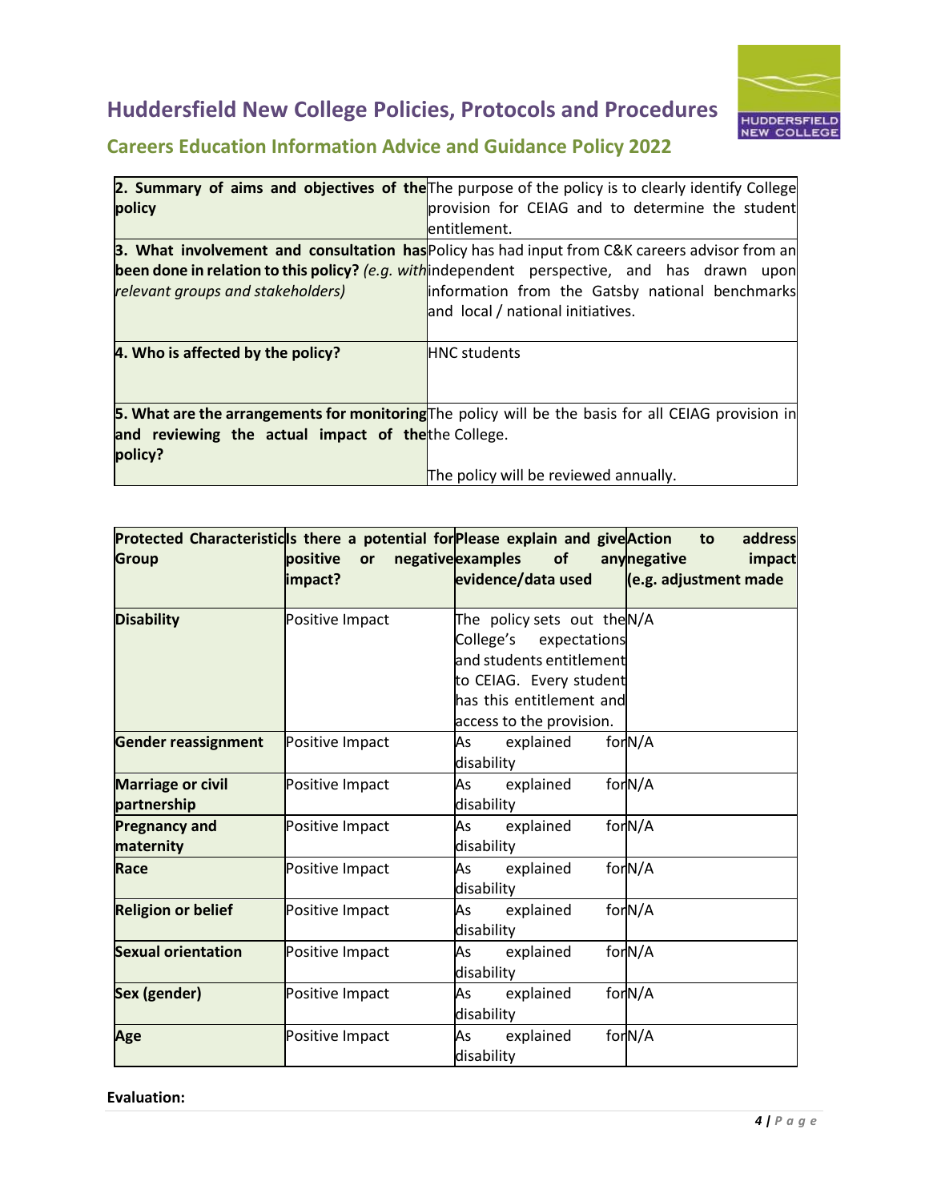| **2. Summary of aims and objectives of the policy** | The purpose of the policy is to clearly identify College provision for CEIAG and to determine the student entitlement. |
|---|---|
| **3. What involvement and consultation has been done in relation to this policy?** *(e.g. with relevant groups and stakeholders)* | Policy has had input from C&K careers advisor from an independent perspective, and has drawn upon information from the Gatsby national benchmarks and local / national initiatives. |
| **4. Who is affected by the policy?** | HNC students |
| **5. What are the arrangements for monitoring and reviewing the actual impact of the policy?** | The policy will be the basis for all CEIAG provision in the College.<br><br>The policy will be reviewed annually. |

| Protected Characteristic Group | Is there a potential for positive or negative impact? | Please explain and give examples of any evidence/data used | Action to address negative impact (e.g. adjustment made |
|---|---|---|---|
| **Disability** | Positive Impact | The policy sets out the College's expectations and students entitlement to CEIAG. Every student has this entitlement and access to the provision. | N/A |
| **Gender reassignment** | Positive Impact | As explained for disability | N/A |
| **Marriage or civil partnership** | Positive Impact | As explained for disability | N/A |
| **Pregnancy and maternity** | Positive Impact | As explained for disability | N/A |
| **Race** | Positive Impact | As explained for disability | N/A |
| **Religion or belief** | Positive Impact | As explained for disability | N/A |
| **Sexual orientation** | Positive Impact | As explained for disability | N/A |
| **Sex (gender)** | Positive Impact | As explained for disability | N/A |
| **Age** | Positive Impact | As explained for disability | N/A |

**Evaluation:**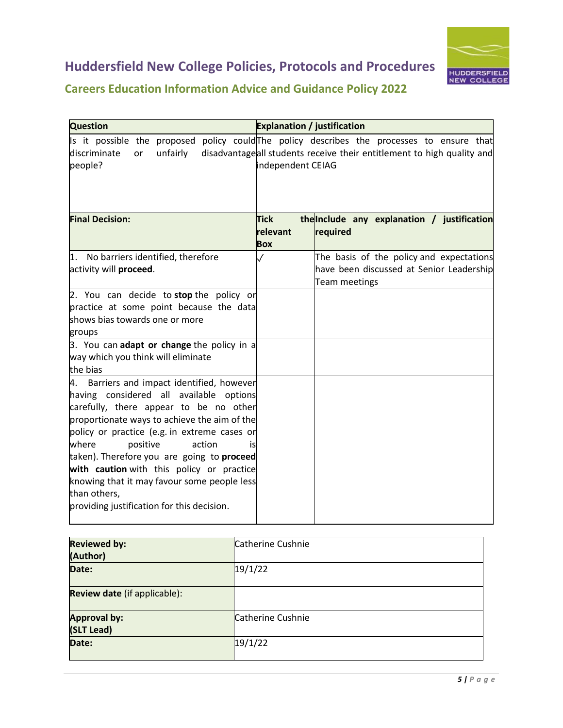| Question | Explanation / justification | |
|---|---|---|
| Is it possible the proposed policy could discriminate or unfairly disadvantage people? | The policy describes the processes to ensure that all students receive their entitlement to high quality and independent CEIAG | |
| **Final Decision:** | **Tick the relevant Box** | **Include any explanation / justification required** |
| 1. No barriers identified, therefore activity will **proceed**. | ✓ | The basis of the policy and expectations have been discussed at Senior Leadership Team meetings |
| 2. You can decide to **stop** the policy or practice at some point because the data shows bias towards one or more groups | | |
| 3. You can **adapt or change** the policy in a way which you think will eliminate the bias | | |
| 4. Barriers and impact identified, however having considered all available options carefully, there appear to be no other proportionate ways to achieve the aim of the policy or practice (e.g. in extreme cases or where positive action is taken). Therefore you are going to **proceed with caution** with this policy or practice knowing that it may favour some people less than others, providing justification for this decision. | | |

| | |
|---|---|
| **Reviewed by: (Author)** | Catherine Cushnie |
| **Date:** | 19/1/22 |
| **Review date** (if applicable): | |
| **Approval by: (SLT Lead)** | Catherine Cushnie |
| **Date:** | 19/1/22 |